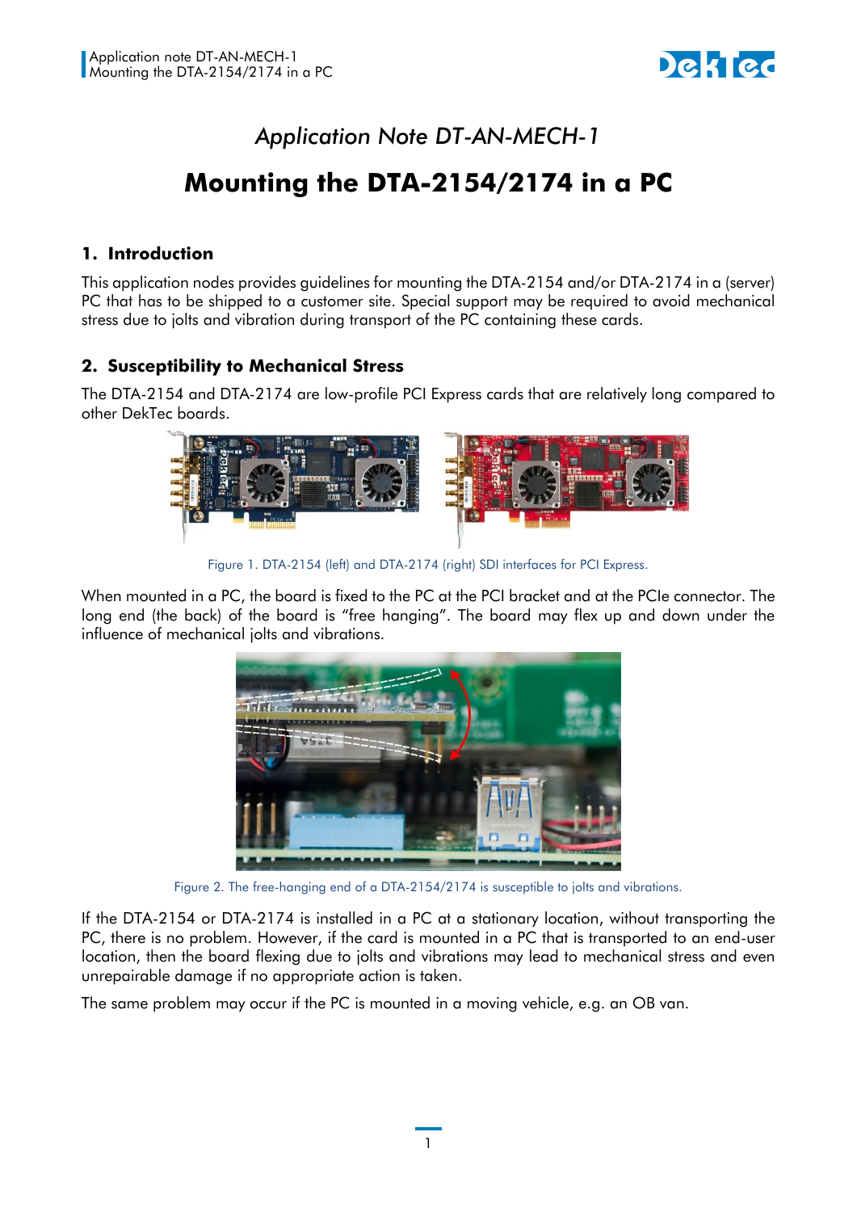*Application Note DT-AN-MECH-1*

# Mounting the DTA-2154/2174 in a PC

## 1. Introduction

This application nodes provides guidelines for mounting the DTA-2154 and/or DTA-2174 in a (server) PC that has to be shipped to a customer site. Special support may be required to avoid mechanical stress due to jolts and vibration during transport of the PC containing these cards.

## 2. Susceptibility to Mechanical Stress

The DTA-2154 and DTA-2174 are low-profile PCI Express cards that are relatively long compared to other DekTec boards.

Figure 1. DTA-2154 (left) and DTA-2174 (right) SDI interfaces for PCI Express.

When mounted in a PC, the board is fixed to the PC at the PCI bracket and at the PCIe connector. The long end (the back) of the board is "free hanging". The board may flex up and down under the influence of mechanical jolts and vibrations.

Figure 2. The free-hanging end of a DTA-2154/2174 is susceptible to jolts and vibrations.

If the DTA-2154 or DTA-2174 is installed in a PC at a stationary location, without transporting the PC, there is no problem. However, if the card is mounted in a PC that is transported to an end-user location, then the board flexing due to jolts and vibrations may lead to mechanical stress and even unrepairable damage if no appropriate action is taken.

The same problem may occur if the PC is mounted in a moving vehicle, e.g. an OB van.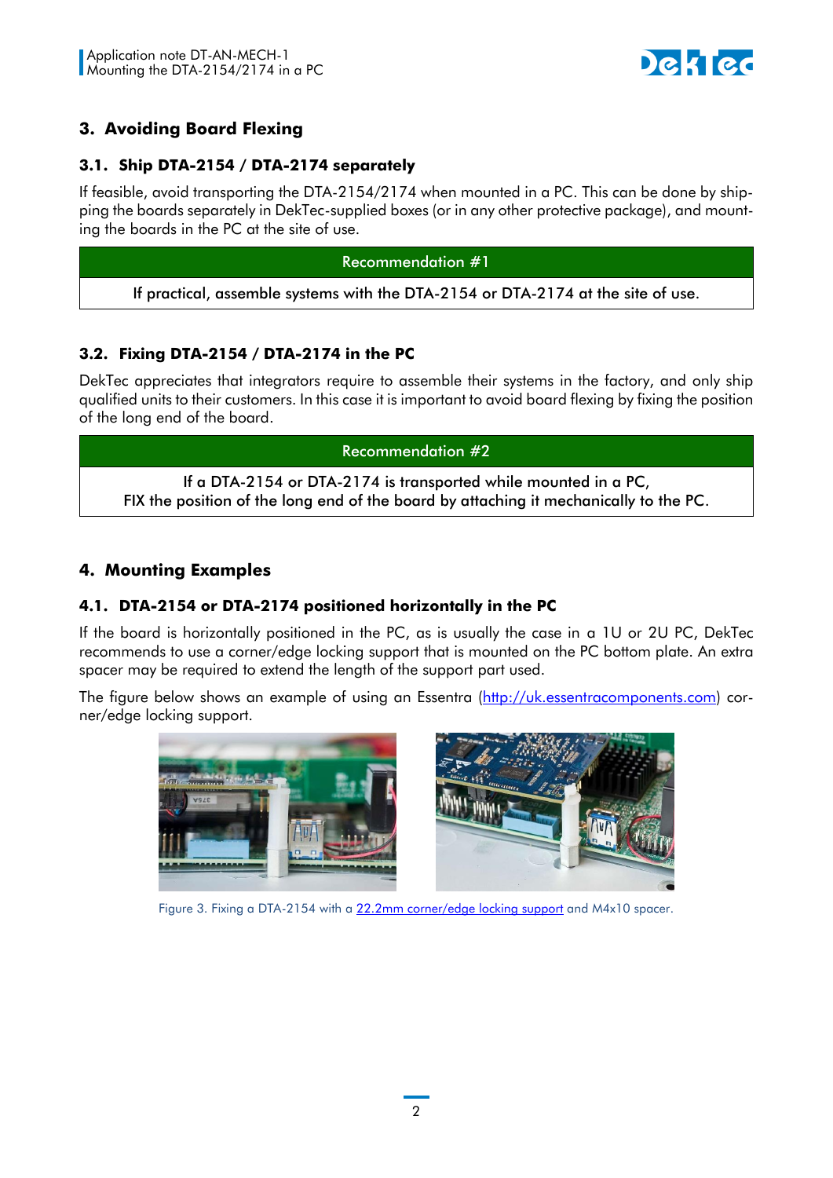## 3. Avoiding Board Flexing

### 3.1. Ship DTA-2154 / DTA-2174 separately

If feasible, avoid transporting the DTA-2154/2174 when mounted in a PC. This can be done by shipping the boards separately in DekTec-supplied boxes (or in any other protective package), and mounting the boards in the PC at the site of use.

| Recommendation #1 |
| --- |
| If practical, assemble systems with the DTA-2154 or DTA-2174 at the site of use. |

### 3.2. Fixing DTA-2154 / DTA-2174 in the PC

DekTec appreciates that integrators require to assemble their systems in the factory, and only ship qualified units to their customers. In this case it is important to avoid board flexing by fixing the position of the long end of the board.

| Recommendation #2 |
| --- |
| If a DTA-2154 or DTA-2174 is transported while mounted in a PC, FIX the position of the long end of the board by attaching it mechanically to the PC. |

## 4. Mounting Examples

### 4.1. DTA-2154 or DTA-2174 positioned horizontally in the PC

If the board is horizontally positioned in the PC, as is usually the case in a 1U or 2U PC, DekTec recommends to use a corner/edge locking support that is mounted on the PC bottom plate. An extra spacer may be required to extend the length of the support part used.

The figure below shows an example of using an Essentra (http://uk.essentracomponents.com) corner/edge locking support.

Figure 3. Fixing a DTA-2154 with a 22.2mm corner/edge locking support and M4x10 spacer.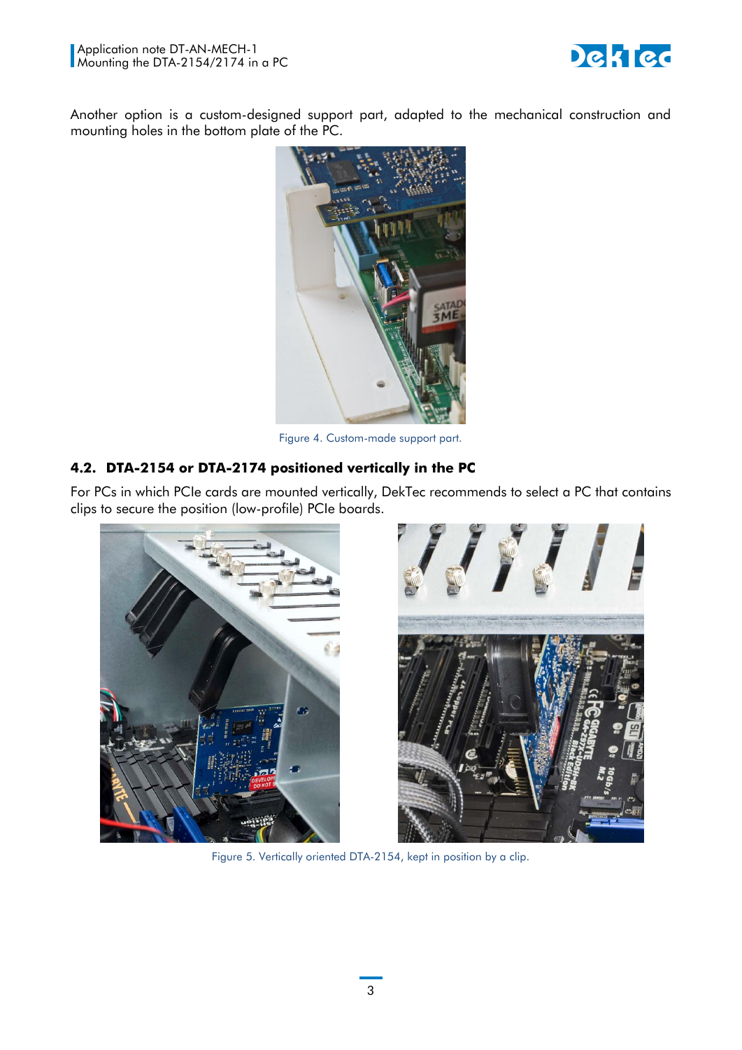Another option is a custom-designed support part, adapted to the mechanical construction and mounting holes in the bottom plate of the PC.

Figure 4. Custom-made support part.

### 4.2. DTA-2154 or DTA-2174 positioned vertically in the PC

For PCs in which PCIe cards are mounted vertically, DekTec recommends to select a PC that contains clips to secure the position (low-profile) PCIe boards.

Figure 5. Vertically oriented DTA-2154, kept in position by a clip.